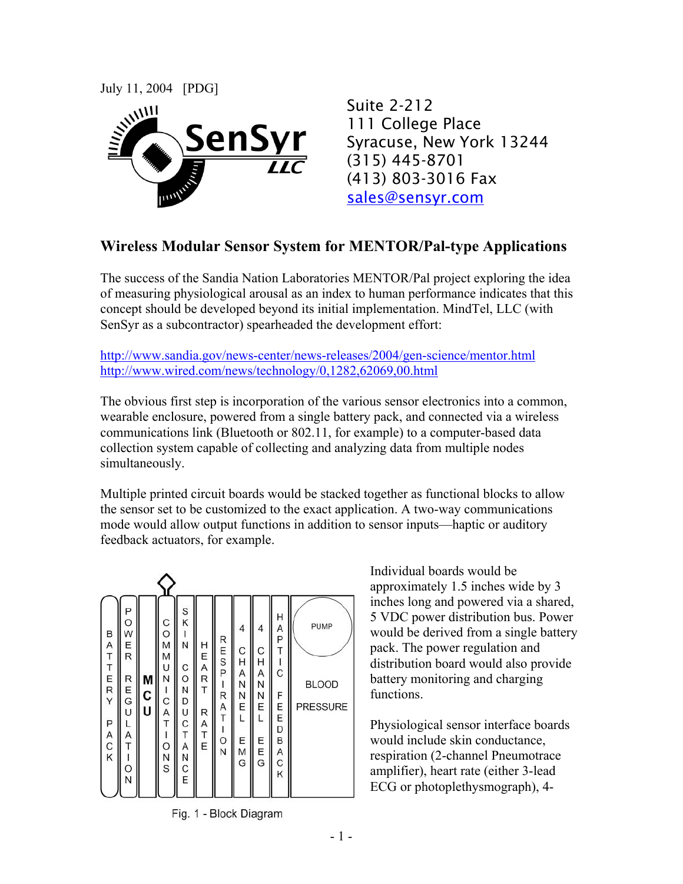July 11, 2004 [PDG]

SenSyr LLC

Suite 2-212
111 College Place
Syracuse, New York 13244
(315) 445-8701
(413) 803-3016 Fax
sales@sensyr.com

## Wireless Modular Sensor System for MENTOR/Pal-type Applications

The success of the Sandia Nation Laboratories MENTOR/Pal project exploring the idea of measuring physiological arousal as an index to human performance indicates that this concept should be developed beyond its initial implementation. MindTel, LLC (with SenSyr as a subcontractor) spearheaded the development effort:

http://www.sandia.gov/news-center/news-releases/2004/gen-science/mentor.html
http://www.wired.com/news/technology/0,1282,62069,00.html

The obvious first step is incorporation of the various sensor electronics into a common, wearable enclosure, powered from a single battery pack, and connected via a wireless communications link (Bluetooth or 802.11, for example) to a computer-based data collection system capable of collecting and analyzing data from multiple nodes simultaneously.

Multiple printed circuit boards would be stacked together as functional blocks to allow the sensor set to be customized to the exact application. A two-way communications mode would allow output functions in addition to sensor inputs—haptic or auditory feedback actuators, for example.

BATTERY PACK | POWER REGULATION | MCU | COMMUNICATIONS | SKIN CONDUCTANCE | HEART RATE | RESPIRATION | 4 CHANNEL EMG | 4 CHANNEL EEG | HAPTIC FEEDBACK | PUMP BLOOD PRESSURE

Fig. 1 - Block Diagram

Individual boards would be approximately 1.5 inches wide by 3 inches long and powered via a shared, 5 VDC power distribution bus. Power would be derived from a single battery pack. The power regulation and distribution board would also provide battery monitoring and charging functions.

Physiological sensor interface boards would include skin conductance, respiration (2-channel Pneumotrace amplifier), heart rate (either 3-lead ECG or photoplethysmograph), 4-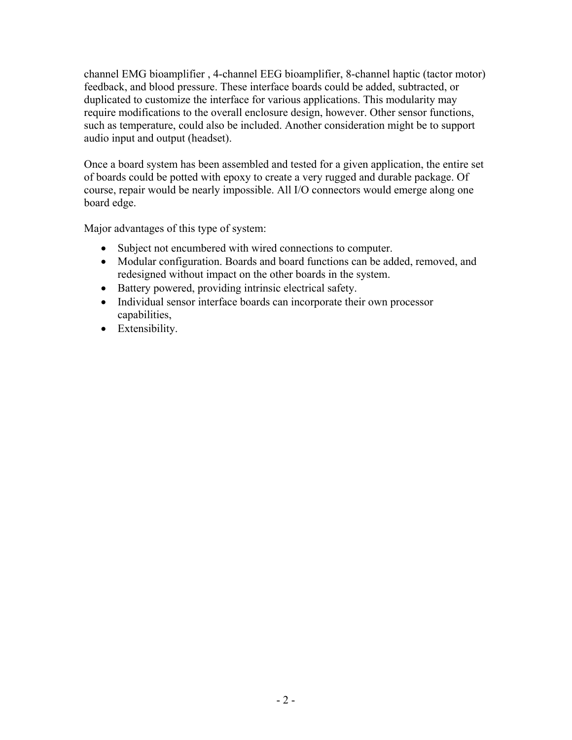channel EMG bioamplifier , 4-channel EEG bioamplifier, 8-channel haptic (tactor motor) feedback, and blood pressure. These interface boards could be added, subtracted, or duplicated to customize the interface for various applications. This modularity may require modifications to the overall enclosure design, however. Other sensor functions, such as temperature, could also be included. Another consideration might be to support audio input and output (headset).

Once a board system has been assembled and tested for a given application, the entire set of boards could be potted with epoxy to create a very rugged and durable package. Of course, repair would be nearly impossible. All I/O connectors would emerge along one board edge.

Major advantages of this type of system:

- Subject not encumbered with wired connections to computer.
- Modular configuration. Boards and board functions can be added, removed, and redesigned without impact on the other boards in the system.
- Battery powered, providing intrinsic electrical safety.
- Individual sensor interface boards can incorporate their own processor capabilities,
- Extensibility.